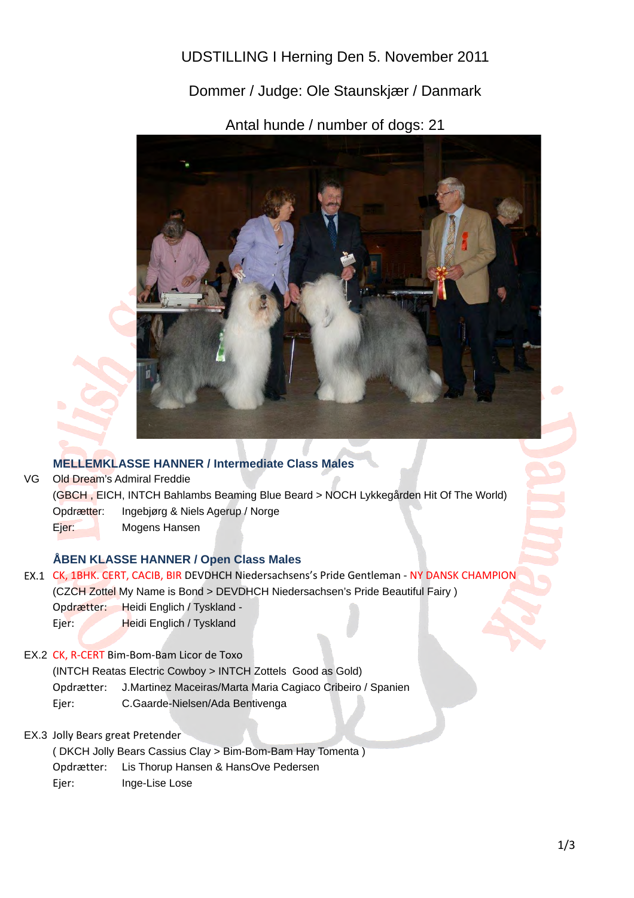UDSTILLING I Herning Den 5. November 2011

Dommer / Judge: Ole Staunskjær / Danmark

Antal hunde / number of dogs: 21

### MELLEMKLASSE HANNER / Intermediate Class Males

VG Old Dream's Admiral Freddie
(GBCH , EICH, INTCH Bahlambs Beaming Blue Beard > NOCH Lykkegården Hit Of The World)
Opdrætter: Ingebjørg & Niels Agerup / Norge
Ejer: Mogens Hansen

### ÅBEN KLASSE HANNER / Open Class Males

EX.1 CK, 1BHK. CERT, CACIB, BIR DEVDHCH Niedersachsens's Pride Gentleman - NY DANSK CHAMPION
(CZCH Zottel My Name is Bond > DEVDHCH Niedersachsen's Pride Beautiful Fairy )
Opdrætter: Heidi Englich / Tyskland -
Ejer: Heidi Englich / Tyskland

EX.2 CK, R-CERT Bim-Bom-Bam Licor de Toxo
(INTCH Reatas Electric Cowboy > INTCH Zottels Good as Gold)
Opdrætter: J.Martinez Maceiras/Marta Maria Cagiaco Cribeiro / Spanien
Ejer: C.Gaarde-Nielsen/Ada Bentivenga

EX.3 Jolly Bears great Pretender
( DKCH Jolly Bears Cassius Clay > Bim-Bom-Bam Hay Tomenta )
Opdrætter: Lis Thorup Hansen & HansOve Pedersen
Ejer: Inge-Lise Lose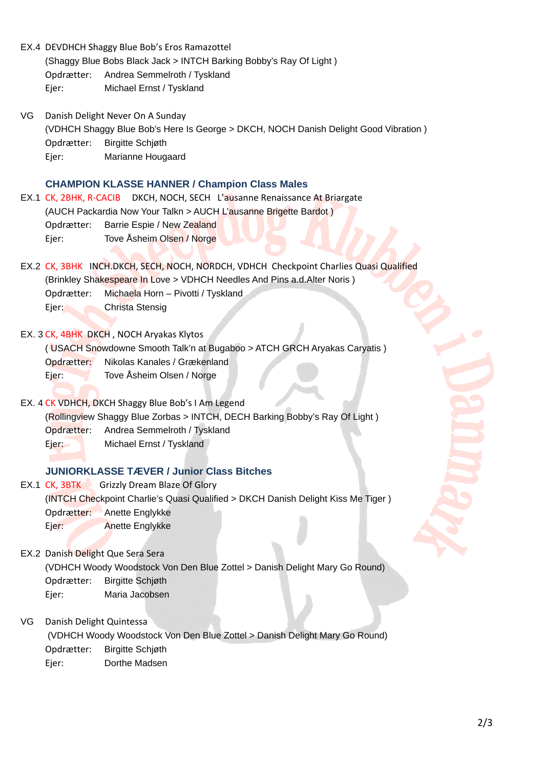EX.4 DEVDHCH Shaggy Blue Bob's Eros Ramazottel
(Shaggy Blue Bobs Black Jack > INTCH Barking Bobby's Ray Of Light )
Opdrætter: Andrea Semmelroth / Tyskland
Ejer: Michael Ernst / Tyskland

VG Danish Delight Never On A Sunday
(VDHCH Shaggy Blue Bob's Here Is George > DKCH, NOCH Danish Delight Good Vibration )
Opdrætter: Birgitte Schjøth
Ejer: Marianne Hougaard

### CHAMPION KLASSE HANNER / Champion Class Males

EX.1 CK, 2BHK, R-CACIB DKCH, NOCH, SECH L'ausanne Renaissance At Briargate
(AUCH Packardia Now Your Talkn > AUCH L'ausanne Brigette Bardot )
Opdrætter: Barrie Espie / New Zealand
Ejer: Tove Åsheim Olsen / Norge

EX.2 CK, 3BHK INCH.DKCH, SECH, NOCH, NORDCH, VDHCH Checkpoint Charlies Quasi Qualified
(Brinkley Shakespeare In Love > VDHCH Needles And Pins a.d.Alter Noris )
Opdrætter: Michaela Horn – Pivotti / Tyskland
Ejer: Christa Stensig

EX. 3 CK, 4BHK DKCH , NOCH Aryakas Klytos
( USACH Snowdowne Smooth Talk'n at Bugaboo > ATCH GRCH Aryakas Caryatis )
Opdrætter: Nikolas Kanales / Grækenland
Ejer: Tove Åsheim Olsen / Norge

EX. 4 CK VDHCH, DKCH Shaggy Blue Bob's I Am Legend
(Rollingview Shaggy Blue Zorbas > INTCH, DECH Barking Bobby's Ray Of Light )
Opdrætter: Andrea Semmelroth / Tyskland
Ejer: Michael Ernst / Tyskland

### JUNIORKLASSE TÆVER / Junior Class Bitches

EX.1 CK, 3BTK Grizzly Dream Blaze Of Glory
(INTCH Checkpoint Charlie's Quasi Qualified > DKCH Danish Delight Kiss Me Tiger )
Opdrætter: Anette Englykke
Ejer: Anette Englykke

EX.2 Danish Delight Que Sera Sera
(VDHCH Woody Woodstock Von Den Blue Zottel > Danish Delight Mary Go Round)
Opdrætter: Birgitte Schjøth
Ejer: Maria Jacobsen

VG Danish Delight Quintessa
(VDHCH Woody Woodstock Von Den Blue Zottel > Danish Delight Mary Go Round)
Opdrætter: Birgitte Schjøth
Ejer: Dorthe Madsen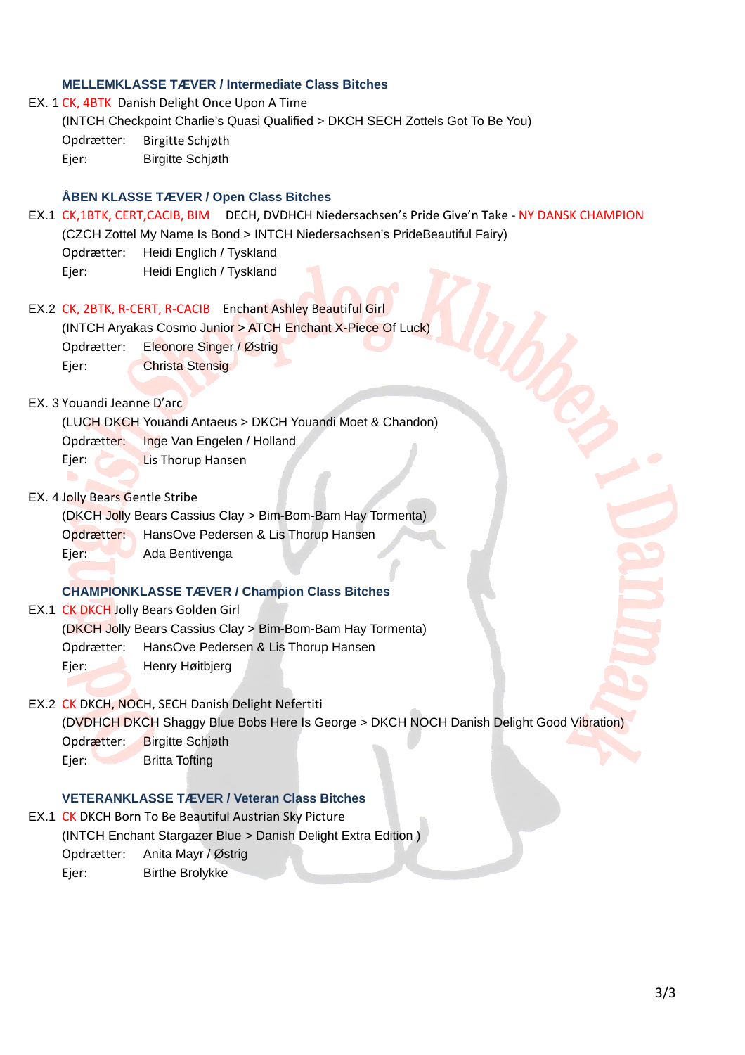### MELLEMKLASSE TÆVER / Intermediate Class Bitches

EX. 1 CK, 4BTK Danish Delight Once Upon A Time
(INTCH Checkpoint Charlie's Quasi Qualified > DKCH SECH Zottels Got To Be You)
Opdrætter: Birgitte Schjøth
Ejer: Birgitte Schjøth

### ÅBEN KLASSE TÆVER / Open Class Bitches

EX.1 CK,1BTK, CERT,CACIB, BIM DECH, DVDHCH Niedersachsen's Pride Give'n Take - NY DANSK CHAMPION
(CZCH Zottel My Name Is Bond > INTCH Niedersachsen's PrideBeautiful Fairy)
Opdrætter: Heidi Englich / Tyskland
Ejer: Heidi Englich / Tyskland

EX.2 CK, 2BTK, R-CERT, R-CACIB Enchant Ashley Beautiful Girl
(INTCH Aryakas Cosmo Junior > ATCH Enchant X-Piece Of Luck)
Opdrætter: Eleonore Singer / Østrig
Ejer: Christa Stensig

EX. 3 Youandi Jeanne D'arc
(LUCH DKCH Youandi Antaeus > DKCH Youandi Moet & Chandon)
Opdrætter: Inge Van Engelen / Holland
Ejer: Lis Thorup Hansen

EX. 4 Jolly Bears Gentle Stribe
(DKCH Jolly Bears Cassius Clay > Bim-Bom-Bam Hay Tormenta)
Opdrætter: HansOve Pedersen & Lis Thorup Hansen
Ejer: Ada Bentivenga

### CHAMPIONKLASSE TÆVER / Champion Class Bitches

EX.1 CK DKCH Jolly Bears Golden Girl
(DKCH Jolly Bears Cassius Clay > Bim-Bom-Bam Hay Tormenta)
Opdrætter: HansOve Pedersen & Lis Thorup Hansen
Ejer: Henry Høitbjerg

EX.2 CK DKCH, NOCH, SECH Danish Delight Nefertiti
(DVDHCH DKCH Shaggy Blue Bobs Here Is George > DKCH NOCH Danish Delight Good Vibration)
Opdrætter: Birgitte Schjøth
Ejer: Britta Tofting

### VETERANKLASSE TÆVER / Veteran Class Bitches

EX.1 CK DKCH Born To Be Beautiful Austrian Sky Picture
(INTCH Enchant Stargazer Blue > Danish Delight Extra Edition )
Opdrætter: Anita Mayr / Østrig
Ejer: Birthe Brolykke